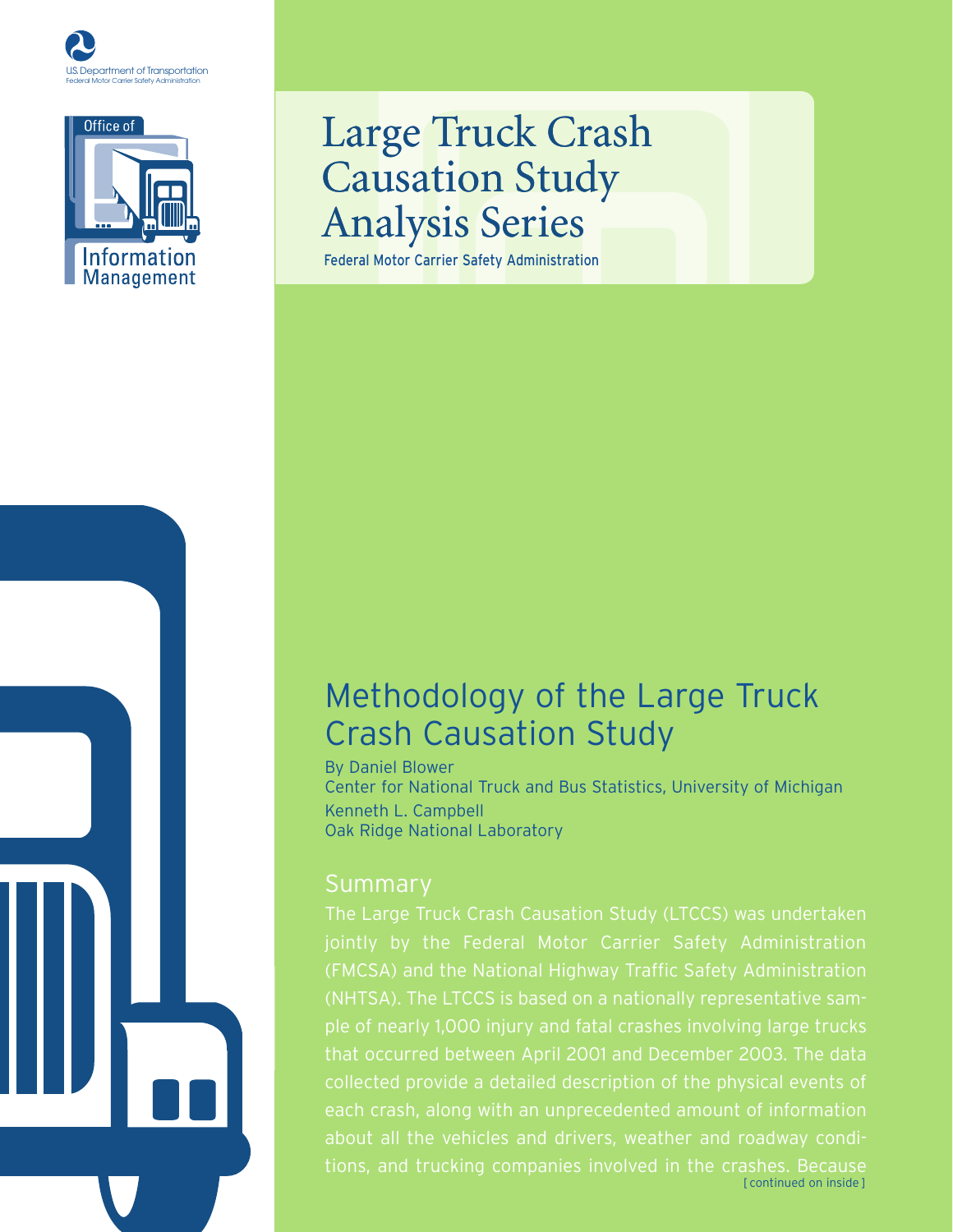U.S. Department of Transportation
Federal Motor Carrier Safety Administration

Office of Information Management

# Large Truck Crash Causation Study Analysis Series

Federal Motor Carrier Safety Administration

## Methodology of the Large Truck Crash Causation Study

By Daniel Blower
Center for National Truck and Bus Statistics, University of Michigan
Kenneth L. Campbell
Oak Ridge National Laboratory

### Summary

The Large Truck Crash Causation Study (LTCCS) was undertaken jointly by the Federal Motor Carrier Safety Administration (FMCSA) and the National Highway Traffic Safety Administration (NHTSA). The LTCCS is based on a nationally representative sample of nearly 1,000 injury and fatal crashes involving large trucks that occurred between April 2001 and December 2003. The data collected provide a detailed description of the physical events of each crash, along with an unprecedented amount of information about all the vehicles and drivers, weather and roadway conditions, and trucking companies involved in the crashes. Because

[continued on inside]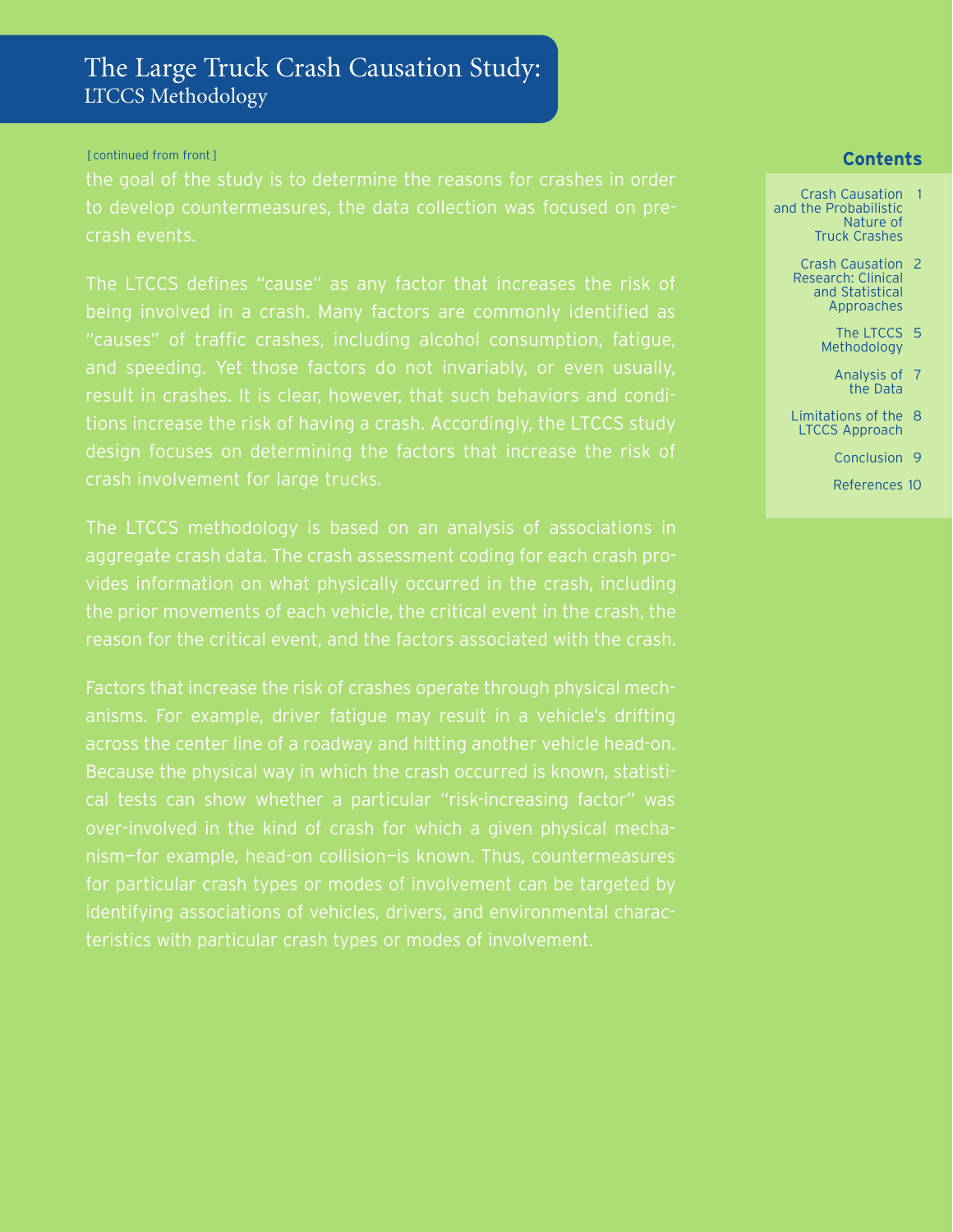# The Large Truck Crash Causation Study: LTCCS Methodology

[continued from front]

the goal of the study is to determine the reasons for crashes in order to develop countermeasures, the data collection was focused on pre-crash events.

The LTCCS defines "cause" as any factor that increases the risk of being involved in a crash. Many factors are commonly identified as "causes" of traffic crashes, including alcohol consumption, fatigue, and speeding. Yet those factors do not invariably, or even usually, result in crashes. It is clear, however, that such behaviors and conditions increase the risk of having a crash. Accordingly, the LTCCS study design focuses on determining the factors that increase the risk of crash involvement for large trucks.

The LTCCS methodology is based on an analysis of associations in aggregate crash data. The crash assessment coding for each crash provides information on what physically occurred in the crash, including the prior movements of each vehicle, the critical event in the crash, the reason for the critical event, and the factors associated with the crash.

Factors that increase the risk of crashes operate through physical mechanisms. For example, driver fatigue may result in a vehicle's drifting across the center line of a roadway and hitting another vehicle head-on. Because the physical way in which the crash occurred is known, statistical tests can show whether a particular "risk-increasing factor" was over-involved in the kind of crash for which a given physical mechanism—for example, head-on collision—is known. Thus, countermeasures for particular crash types or modes of involvement can be targeted by identifying associations of vehicles, drivers, and environmental characteristics with particular crash types or modes of involvement.

**Contents**

| | |
|---|---|
| Crash Causation and the Probabilistic Nature of Truck Crashes | 1 |
| Crash Causation Research: Clinical and Statistical Approaches | 2 |
| The LTCCS Methodology | 5 |
| Analysis of the Data | 7 |
| Limitations of the LTCCS Approach | 8 |
| Conclusion | 9 |
| References | 10 |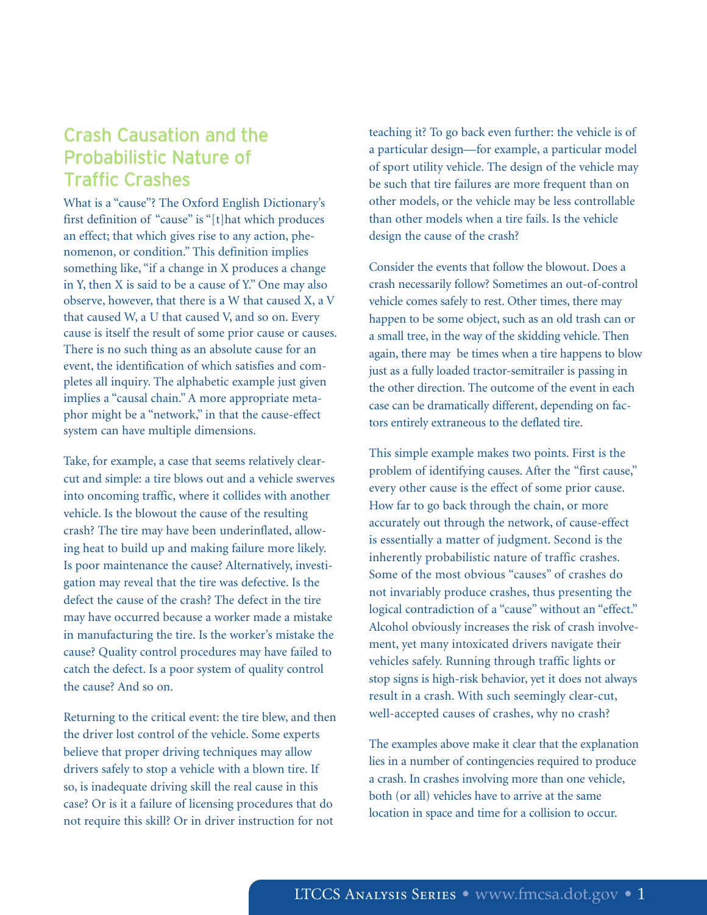## Crash Causation and the Probabilistic Nature of Traffic Crashes

What is a "cause"? The Oxford English Dictionary's first definition of "cause" is "[t]hat which produces an effect; that which gives rise to any action, phenomenon, or condition." This definition implies something like, "if a change in X produces a change in Y, then X is said to be a cause of Y." One may also observe, however, that there is a W that caused X, a V that caused W, a U that caused V, and so on. Every cause is itself the result of some prior cause or causes. There is no such thing as an absolute cause for an event, the identification of which satisfies and completes all inquiry. The alphabetic example just given implies a "causal chain." A more appropriate metaphor might be a "network," in that the cause-effect system can have multiple dimensions.

Take, for example, a case that seems relatively clear-cut and simple: a tire blows out and a vehicle swerves into oncoming traffic, where it collides with another vehicle. Is the blowout the cause of the resulting crash? The tire may have been underinflated, allowing heat to build up and making failure more likely. Is poor maintenance the cause? Alternatively, investigation may reveal that the tire was defective. Is the defect the cause of the crash? The defect in the tire may have occurred because a worker made a mistake in manufacturing the tire. Is the worker's mistake the cause? Quality control procedures may have failed to catch the defect. Is a poor system of quality control the cause? And so on.

Returning to the critical event: the tire blew, and then the driver lost control of the vehicle. Some experts believe that proper driving techniques may allow drivers safely to stop a vehicle with a blown tire. If so, is inadequate driving skill the real cause in this case? Or is it a failure of licensing procedures that do not require this skill? Or in driver instruction for not teaching it? To go back even further: the vehicle is of a particular design—for example, a particular model of sport utility vehicle. The design of the vehicle may be such that tire failures are more frequent than on other models, or the vehicle may be less controllable than other models when a tire fails. Is the vehicle design the cause of the crash?

Consider the events that follow the blowout. Does a crash necessarily follow? Sometimes an out-of-control vehicle comes safely to rest. Other times, there may happen to be some object, such as an old trash can or a small tree, in the way of the skidding vehicle. Then again, there may be times when a tire happens to blow just as a fully loaded tractor-semitrailer is passing in the other direction. The outcome of the event in each case can be dramatically different, depending on factors entirely extraneous to the deflated tire.

This simple example makes two points. First is the problem of identifying causes. After the "first cause," every other cause is the effect of some prior cause. How far to go back through the chain, or more accurately out through the network, of cause-effect is essentially a matter of judgment. Second is the inherently probabilistic nature of traffic crashes. Some of the most obvious "causes" of crashes do not invariably produce crashes, thus presenting the logical contradiction of a "cause" without an "effect." Alcohol obviously increases the risk of crash involvement, yet many intoxicated drivers navigate their vehicles safely. Running through traffic lights or stop signs is high-risk behavior, yet it does not always result in a crash. With such seemingly clear-cut, well-accepted causes of crashes, why no crash?

The examples above make it clear that the explanation lies in a number of contingencies required to produce a crash. In crashes involving more than one vehicle, both (or all) vehicles have to arrive at the same location in space and time for a collision to occur.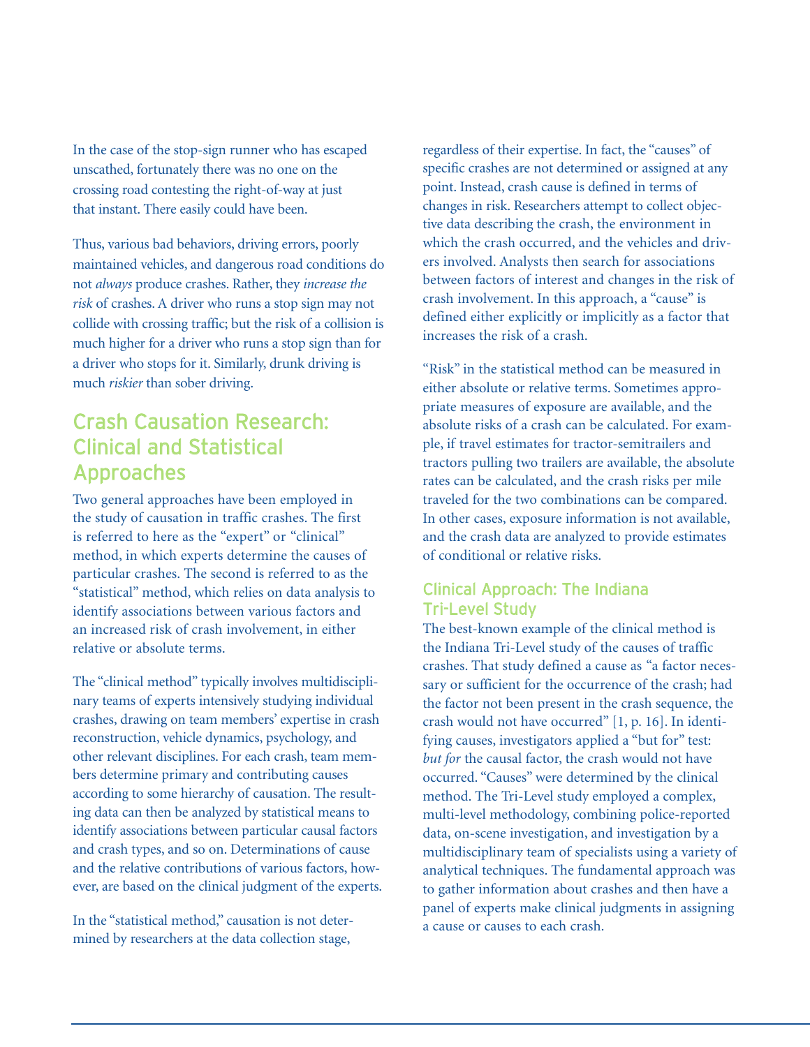In the case of the stop-sign runner who has escaped unscathed, fortunately there was no one on the crossing road contesting the right-of-way at just that instant. There easily could have been.

Thus, various bad behaviors, driving errors, poorly maintained vehicles, and dangerous road conditions do not *always* produce crashes. Rather, they *increase the risk* of crashes. A driver who runs a stop sign may not collide with crossing traffic; but the risk of a collision is much higher for a driver who runs a stop sign than for a driver who stops for it. Similarly, drunk driving is much *riskier* than sober driving.

## Crash Causation Research: Clinical and Statistical Approaches

Two general approaches have been employed in the study of causation in traffic crashes. The first is referred to here as the "expert" or "clinical" method, in which experts determine the causes of particular crashes. The second is referred to as the "statistical" method, which relies on data analysis to identify associations between various factors and an increased risk of crash involvement, in either relative or absolute terms.

The "clinical method" typically involves multidisciplinary teams of experts intensively studying individual crashes, drawing on team members' expertise in crash reconstruction, vehicle dynamics, psychology, and other relevant disciplines. For each crash, team members determine primary and contributing causes according to some hierarchy of causation. The resulting data can then be analyzed by statistical means to identify associations between particular causal factors and crash types, and so on. Determinations of cause and the relative contributions of various factors, however, are based on the clinical judgment of the experts.

In the "statistical method," causation is not determined by researchers at the data collection stage, regardless of their expertise. In fact, the "causes" of specific crashes are not determined or assigned at any point. Instead, crash cause is defined in terms of changes in risk. Researchers attempt to collect objective data describing the crash, the environment in which the crash occurred, and the vehicles and drivers involved. Analysts then search for associations between factors of interest and changes in the risk of crash involvement. In this approach, a "cause" is defined either explicitly or implicitly as a factor that increases the risk of a crash.

"Risk" in the statistical method can be measured in either absolute or relative terms. Sometimes appropriate measures of exposure are available, and the absolute risks of a crash can be calculated. For example, if travel estimates for tractor-semitrailers and tractors pulling two trailers are available, the absolute rates can be calculated, and the crash risks per mile traveled for the two combinations can be compared. In other cases, exposure information is not available, and the crash data are analyzed to provide estimates of conditional or relative risks.

### Clinical Approach: The Indiana Tri-Level Study

The best-known example of the clinical method is the Indiana Tri-Level study of the causes of traffic crashes. That study defined a cause as "a factor necessary or sufficient for the occurrence of the crash; had the factor not been present in the crash sequence, the crash would not have occurred" [1, p. 16]. In identifying causes, investigators applied a "but for" test: *but for* the causal factor, the crash would not have occurred. "Causes" were determined by the clinical method. The Tri-Level study employed a complex, multi-level methodology, combining police-reported data, on-scene investigation, and investigation by a multidisciplinary team of specialists using a variety of analytical techniques. The fundamental approach was to gather information about crashes and then have a panel of experts make clinical judgments in assigning a cause or causes to each crash.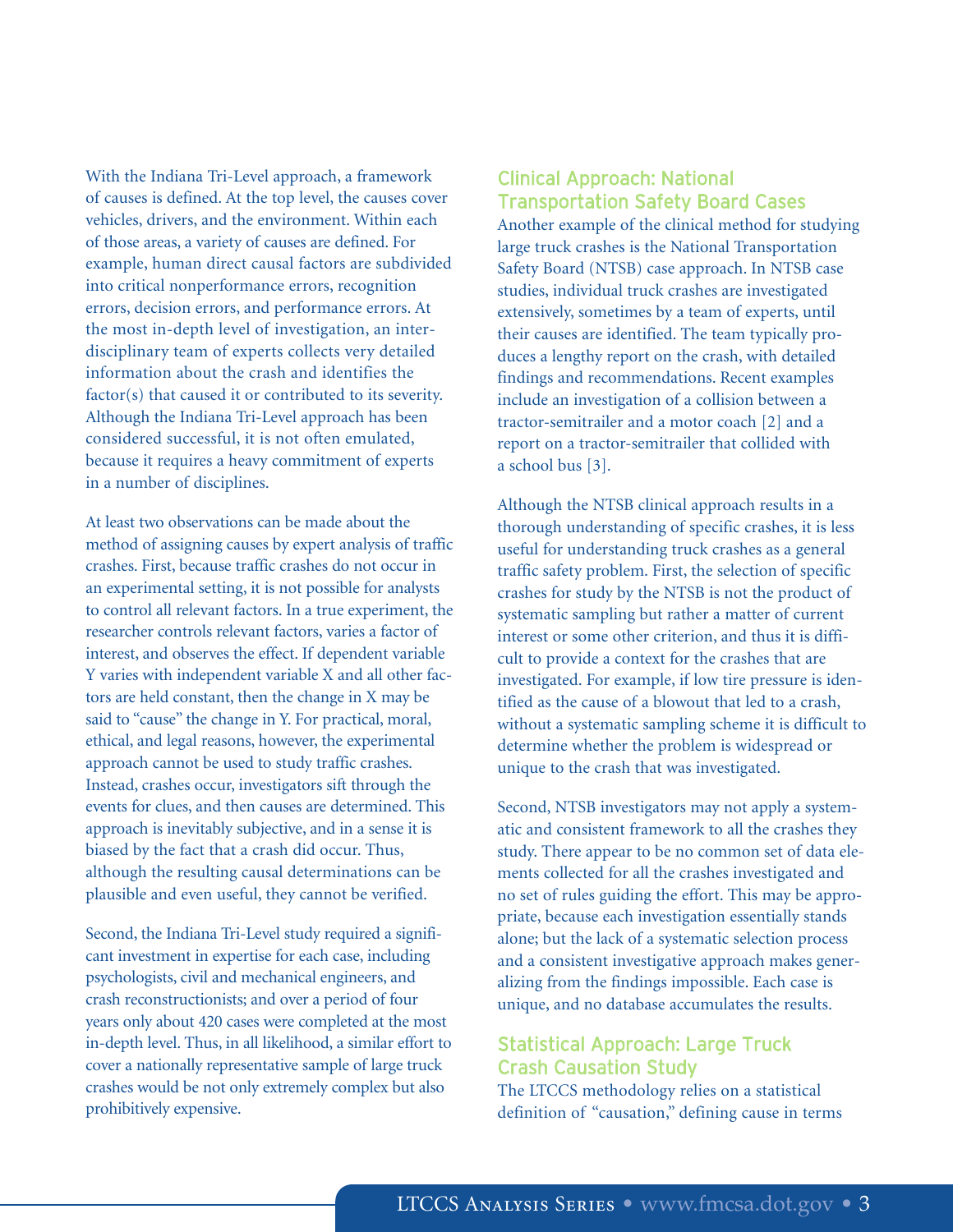With the Indiana Tri-Level approach, a framework of causes is defined. At the top level, the causes cover vehicles, drivers, and the environment. Within each of those areas, a variety of causes are defined. For example, human direct causal factors are subdivided into critical nonperformance errors, recognition errors, decision errors, and performance errors. At the most in-depth level of investigation, an inter-disciplinary team of experts collects very detailed information about the crash and identifies the factor(s) that caused it or contributed to its severity. Although the Indiana Tri-Level approach has been considered successful, it is not often emulated, because it requires a heavy commitment of experts in a number of disciplines.

At least two observations can be made about the method of assigning causes by expert analysis of traffic crashes. First, because traffic crashes do not occur in an experimental setting, it is not possible for analysts to control all relevant factors. In a true experiment, the researcher controls relevant factors, varies a factor of interest, and observes the effect. If dependent variable Y varies with independent variable X and all other factors are held constant, then the change in X may be said to "cause" the change in Y. For practical, moral, ethical, and legal reasons, however, the experimental approach cannot be used to study traffic crashes. Instead, crashes occur, investigators sift through the events for clues, and then causes are determined. This approach is inevitably subjective, and in a sense it is biased by the fact that a crash did occur. Thus, although the resulting causal determinations can be plausible and even useful, they cannot be verified.

Second, the Indiana Tri-Level study required a significant investment in expertise for each case, including psychologists, civil and mechanical engineers, and crash reconstructionists; and over a period of four years only about 420 cases were completed at the most in-depth level. Thus, in all likelihood, a similar effort to cover a nationally representative sample of large truck crashes would be not only extremely complex but also prohibitively expensive.

## Clinical Approach: National Transportation Safety Board Cases

Another example of the clinical method for studying large truck crashes is the National Transportation Safety Board (NTSB) case approach. In NTSB case studies, individual truck crashes are investigated extensively, sometimes by a team of experts, until their causes are identified. The team typically produces a lengthy report on the crash, with detailed findings and recommendations. Recent examples include an investigation of a collision between a tractor-semitrailer and a motor coach [2] and a report on a tractor-semitrailer that collided with a school bus [3].

Although the NTSB clinical approach results in a thorough understanding of specific crashes, it is less useful for understanding truck crashes as a general traffic safety problem. First, the selection of specific crashes for study by the NTSB is not the product of systematic sampling but rather a matter of current interest or some other criterion, and thus it is difficult to provide a context for the crashes that are investigated. For example, if low tire pressure is identified as the cause of a blowout that led to a crash, without a systematic sampling scheme it is difficult to determine whether the problem is widespread or unique to the crash that was investigated.

Second, NTSB investigators may not apply a systematic and consistent framework to all the crashes they study. There appear to be no common set of data elements collected for all the crashes investigated and no set of rules guiding the effort. This may be appropriate, because each investigation essentially stands alone; but the lack of a systematic selection process and a consistent investigative approach makes generalizing from the findings impossible. Each case is unique, and no database accumulates the results.

## Statistical Approach: Large Truck Crash Causation Study

The LTCCS methodology relies on a statistical definition of "causation," defining cause in terms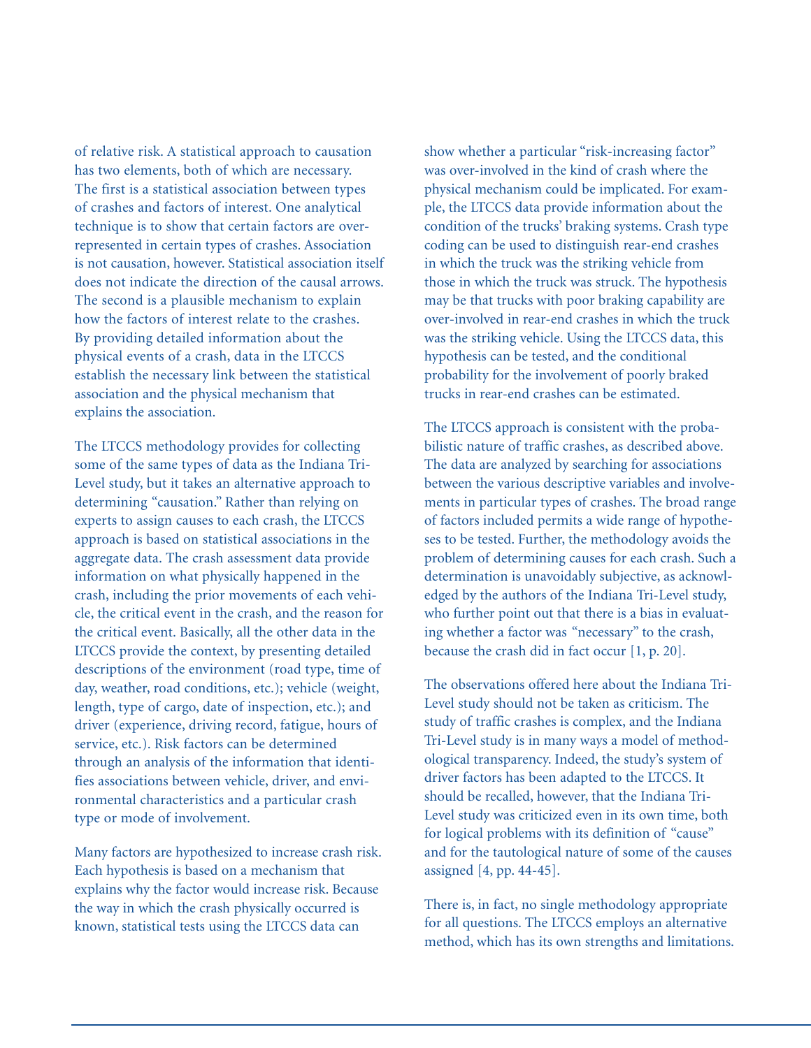of relative risk. A statistical approach to causation has two elements, both of which are necessary. The first is a statistical association between types of crashes and factors of interest. One analytical technique is to show that certain factors are over-represented in certain types of crashes. Association is not causation, however. Statistical association itself does not indicate the direction of the causal arrows. The second is a plausible mechanism to explain how the factors of interest relate to the crashes. By providing detailed information about the physical events of a crash, data in the LTCCS establish the necessary link between the statistical association and the physical mechanism that explains the association.

The LTCCS methodology provides for collecting some of the same types of data as the Indiana Tri-Level study, but it takes an alternative approach to determining "causation." Rather than relying on experts to assign causes to each crash, the LTCCS approach is based on statistical associations in the aggregate data. The crash assessment data provide information on what physically happened in the crash, including the prior movements of each vehicle, the critical event in the crash, and the reason for the critical event. Basically, all the other data in the LTCCS provide the context, by presenting detailed descriptions of the environment (road type, time of day, weather, road conditions, etc.); vehicle (weight, length, type of cargo, date of inspection, etc.); and driver (experience, driving record, fatigue, hours of service, etc.). Risk factors can be determined through an analysis of the information that identifies associations between vehicle, driver, and environmental characteristics and a particular crash type or mode of involvement.

Many factors are hypothesized to increase crash risk. Each hypothesis is based on a mechanism that explains why the factor would increase risk. Because the way in which the crash physically occurred is known, statistical tests using the LTCCS data can show whether a particular "risk-increasing factor" was over-involved in the kind of crash where the physical mechanism could be implicated. For example, the LTCCS data provide information about the condition of the trucks' braking systems. Crash type coding can be used to distinguish rear-end crashes in which the truck was the striking vehicle from those in which the truck was struck. The hypothesis may be that trucks with poor braking capability are over-involved in rear-end crashes in which the truck was the striking vehicle. Using the LTCCS data, this hypothesis can be tested, and the conditional probability for the involvement of poorly braked trucks in rear-end crashes can be estimated.

The LTCCS approach is consistent with the probabilistic nature of traffic crashes, as described above. The data are analyzed by searching for associations between the various descriptive variables and involvements in particular types of crashes. The broad range of factors included permits a wide range of hypotheses to be tested. Further, the methodology avoids the problem of determining causes for each crash. Such a determination is unavoidably subjective, as acknowledged by the authors of the Indiana Tri-Level study, who further point out that there is a bias in evaluating whether a factor was "necessary" to the crash, because the crash did in fact occur [1, p. 20].

The observations offered here about the Indiana Tri-Level study should not be taken as criticism. The study of traffic crashes is complex, and the Indiana Tri-Level study is in many ways a model of methodological transparency. Indeed, the study's system of driver factors has been adapted to the LTCCS. It should be recalled, however, that the Indiana Tri-Level study was criticized even in its own time, both for logical problems with its definition of "cause" and for the tautological nature of some of the causes assigned [4, pp. 44-45].

There is, in fact, no single methodology appropriate for all questions. The LTCCS employs an alternative method, which has its own strengths and limitations.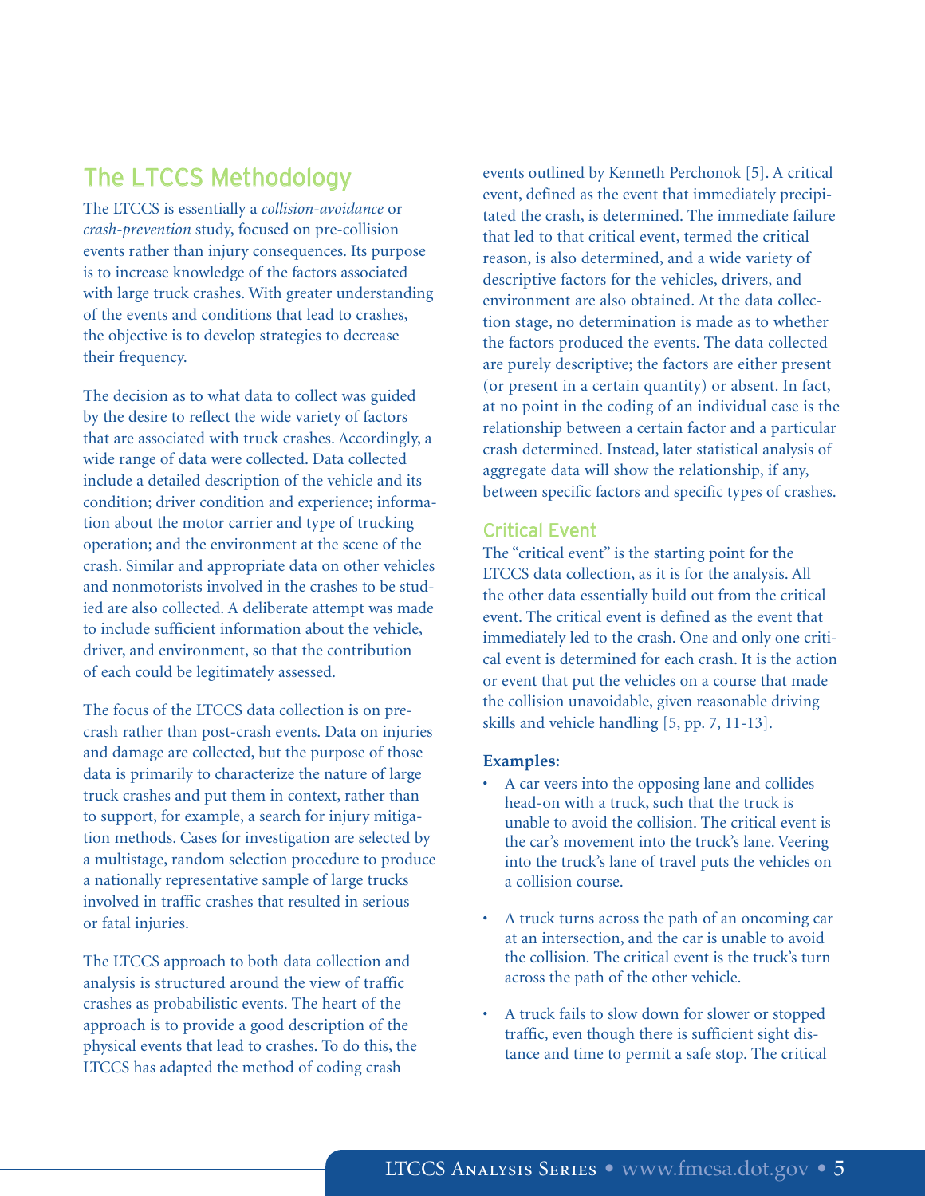## The LTCCS Methodology

The LTCCS is essentially a *collision-avoidance* or *crash-prevention* study, focused on pre-collision events rather than injury consequences. Its purpose is to increase knowledge of the factors associated with large truck crashes. With greater understanding of the events and conditions that lead to crashes, the objective is to develop strategies to decrease their frequency.

The decision as to what data to collect was guided by the desire to reflect the wide variety of factors that are associated with truck crashes. Accordingly, a wide range of data were collected. Data collected include a detailed description of the vehicle and its condition; driver condition and experience; information about the motor carrier and type of trucking operation; and the environment at the scene of the crash. Similar and appropriate data on other vehicles and nonmotorists involved in the crashes to be studied are also collected. A deliberate attempt was made to include sufficient information about the vehicle, driver, and environment, so that the contribution of each could be legitimately assessed.

The focus of the LTCCS data collection is on pre-crash rather than post-crash events. Data on injuries and damage are collected, but the purpose of those data is primarily to characterize the nature of large truck crashes and put them in context, rather than to support, for example, a search for injury mitigation methods. Cases for investigation are selected by a multistage, random selection procedure to produce a nationally representative sample of large trucks involved in traffic crashes that resulted in serious or fatal injuries.

The LTCCS approach to both data collection and analysis is structured around the view of traffic crashes as probabilistic events. The heart of the approach is to provide a good description of the physical events that lead to crashes. To do this, the LTCCS has adapted the method of coding crash events outlined by Kenneth Perchonok [5]. A critical event, defined as the event that immediately precipitated the crash, is determined. The immediate failure that led to that critical event, termed the critical reason, is also determined, and a wide variety of descriptive factors for the vehicles, drivers, and environment are also obtained. At the data collection stage, no determination is made as to whether the factors produced the events. The data collected are purely descriptive; the factors are either present (or present in a certain quantity) or absent. In fact, at no point in the coding of an individual case is the relationship between a certain factor and a particular crash determined. Instead, later statistical analysis of aggregate data will show the relationship, if any, between specific factors and specific types of crashes.

### Critical Event

The "critical event" is the starting point for the LTCCS data collection, as it is for the analysis. All the other data essentially build out from the critical event. The critical event is defined as the event that immediately led to the crash. One and only one critical event is determined for each crash. It is the action or event that put the vehicles on a course that made the collision unavoidable, given reasonable driving skills and vehicle handling [5, pp. 7, 11-13].

**Examples:**

- A car veers into the opposing lane and collides head-on with a truck, such that the truck is unable to avoid the collision. The critical event is the car's movement into the truck's lane. Veering into the truck's lane of travel puts the vehicles on a collision course.
- A truck turns across the path of an oncoming car at an intersection, and the car is unable to avoid the collision. The critical event is the truck's turn across the path of the other vehicle.
- A truck fails to slow down for slower or stopped traffic, even though there is sufficient sight distance and time to permit a safe stop. The critical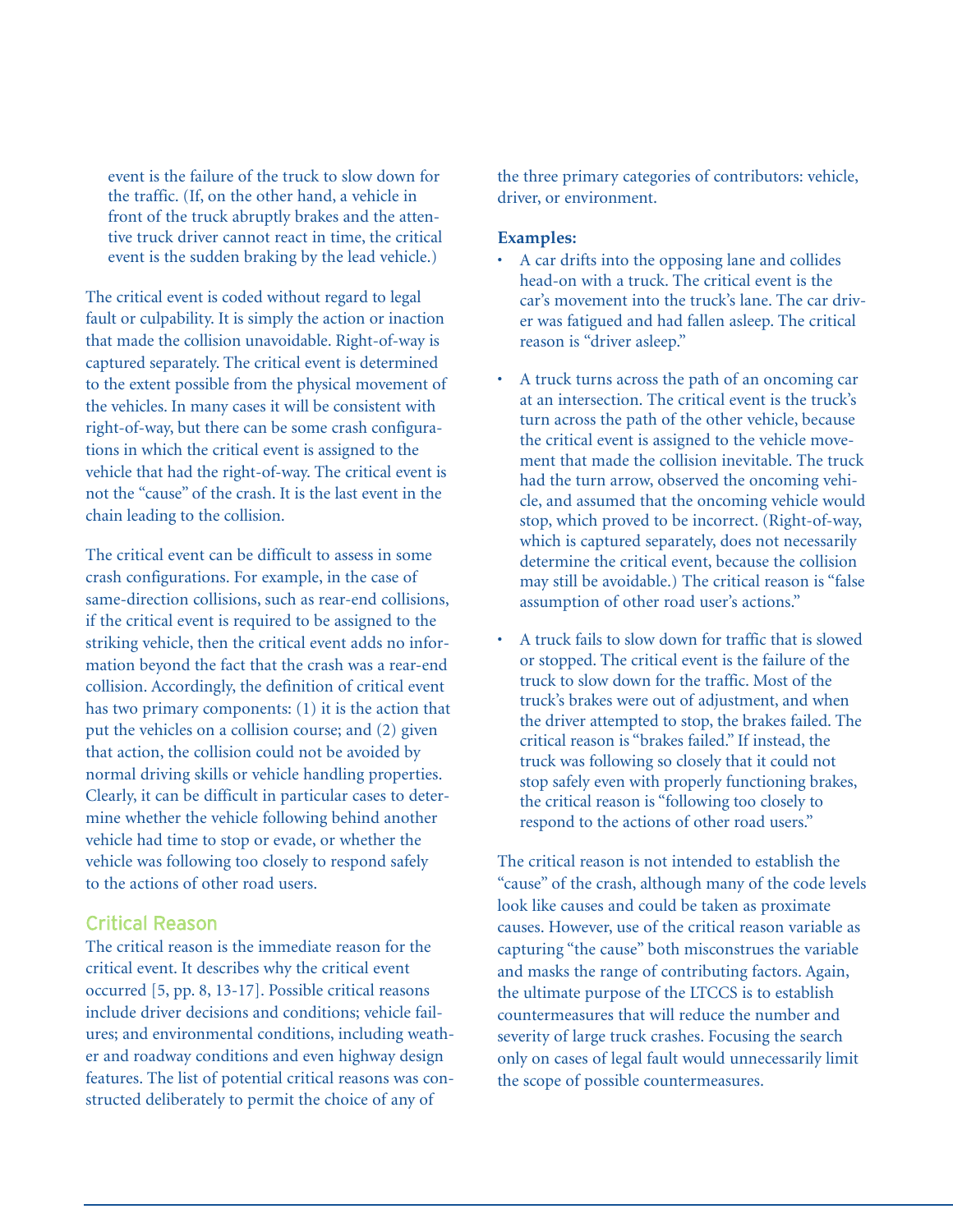event is the failure of the truck to slow down for the traffic. (If, on the other hand, a vehicle in front of the truck abruptly brakes and the attentive truck driver cannot react in time, the critical event is the sudden braking by the lead vehicle.)

The critical event is coded without regard to legal fault or culpability. It is simply the action or inaction that made the collision unavoidable. Right-of-way is captured separately. The critical event is determined to the extent possible from the physical movement of the vehicles. In many cases it will be consistent with right-of-way, but there can be some crash configurations in which the critical event is assigned to the vehicle that had the right-of-way. The critical event is not the "cause" of the crash. It is the last event in the chain leading to the collision.

The critical event can be difficult to assess in some crash configurations. For example, in the case of same-direction collisions, such as rear-end collisions, if the critical event is required to be assigned to the striking vehicle, then the critical event adds no information beyond the fact that the crash was a rear-end collision. Accordingly, the definition of critical event has two primary components: (1) it is the action that put the vehicles on a collision course; and (2) given that action, the collision could not be avoided by normal driving skills or vehicle handling properties. Clearly, it can be difficult in particular cases to determine whether the vehicle following behind another vehicle had time to stop or evade, or whether the vehicle was following too closely to respond safely to the actions of other road users.

## Critical Reason

The critical reason is the immediate reason for the critical event. It describes why the critical event occurred [5, pp. 8, 13-17]. Possible critical reasons include driver decisions and conditions; vehicle failures; and environmental conditions, including weather and roadway conditions and even highway design features. The list of potential critical reasons was constructed deliberately to permit the choice of any of the three primary categories of contributors: vehicle, driver, or environment.

**Examples:**

- A car drifts into the opposing lane and collides head-on with a truck. The critical event is the car's movement into the truck's lane. The car driver was fatigued and had fallen asleep. The critical reason is "driver asleep."
- A truck turns across the path of an oncoming car at an intersection. The critical event is the truck's turn across the path of the other vehicle, because the critical event is assigned to the vehicle movement that made the collision inevitable. The truck had the turn arrow, observed the oncoming vehicle, and assumed that the oncoming vehicle would stop, which proved to be incorrect. (Right-of-way, which is captured separately, does not necessarily determine the critical event, because the collision may still be avoidable.) The critical reason is "false assumption of other road user's actions."
- A truck fails to slow down for traffic that is slowed or stopped. The critical event is the failure of the truck to slow down for the traffic. Most of the truck's brakes were out of adjustment, and when the driver attempted to stop, the brakes failed. The critical reason is "brakes failed." If instead, the truck was following so closely that it could not stop safely even with properly functioning brakes, the critical reason is "following too closely to respond to the actions of other road users."

The critical reason is not intended to establish the "cause" of the crash, although many of the code levels look like causes and could be taken as proximate causes. However, use of the critical reason variable as capturing "the cause" both misconstrues the variable and masks the range of contributing factors. Again, the ultimate purpose of the LTCCS is to establish countermeasures that will reduce the number and severity of large truck crashes. Focusing the search only on cases of legal fault would unnecessarily limit the scope of possible countermeasures.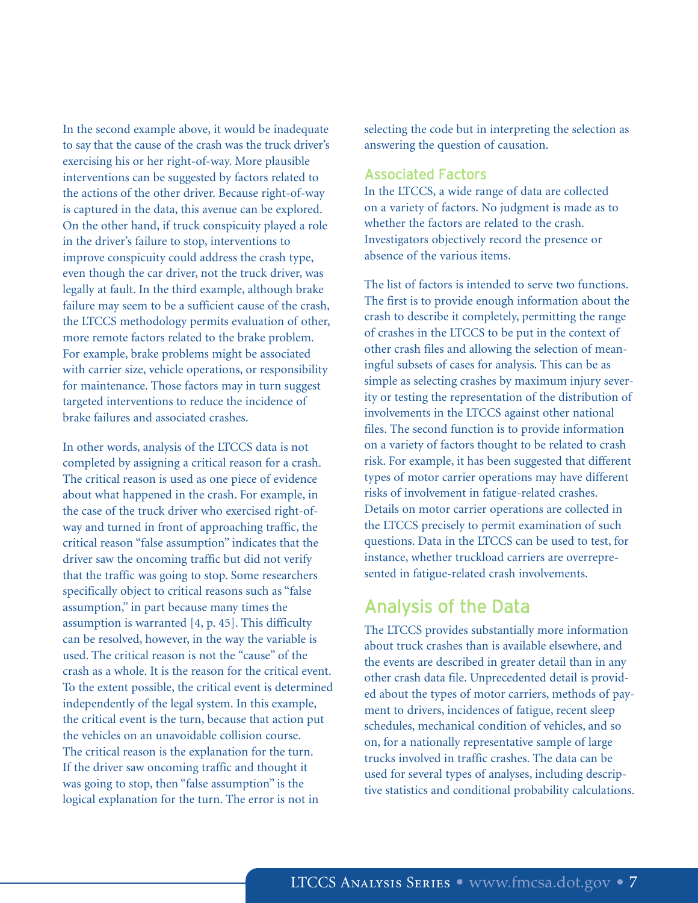In the second example above, it would be inadequate to say that the cause of the crash was the truck driver's exercising his or her right-of-way. More plausible interventions can be suggested by factors related to the actions of the other driver. Because right-of-way is captured in the data, this avenue can be explored. On the other hand, if truck conspicuity played a role in the driver's failure to stop, interventions to improve conspicuity could address the crash type, even though the car driver, not the truck driver, was legally at fault. In the third example, although brake failure may seem to be a sufficient cause of the crash, the LTCCS methodology permits evaluation of other, more remote factors related to the brake problem. For example, brake problems might be associated with carrier size, vehicle operations, or responsibility for maintenance. Those factors may in turn suggest targeted interventions to reduce the incidence of brake failures and associated crashes.

In other words, analysis of the LTCCS data is not completed by assigning a critical reason for a crash. The critical reason is used as one piece of evidence about what happened in the crash. For example, in the case of the truck driver who exercised right-of-way and turned in front of approaching traffic, the critical reason "false assumption" indicates that the driver saw the oncoming traffic but did not verify that the traffic was going to stop. Some researchers specifically object to critical reasons such as "false assumption," in part because many times the assumption is warranted [4, p. 45]. This difficulty can be resolved, however, in the way the variable is used. The critical reason is not the "cause" of the crash as a whole. It is the reason for the critical event. To the extent possible, the critical event is determined independently of the legal system. In this example, the critical event is the turn, because that action put the vehicles on an unavoidable collision course. The critical reason is the explanation for the turn. If the driver saw oncoming traffic and thought it was going to stop, then "false assumption" is the logical explanation for the turn. The error is not in selecting the code but in interpreting the selection as answering the question of causation.

### Associated Factors

In the LTCCS, a wide range of data are collected on a variety of factors. No judgment is made as to whether the factors are related to the crash. Investigators objectively record the presence or absence of the various items.

The list of factors is intended to serve two functions. The first is to provide enough information about the crash to describe it completely, permitting the range of crashes in the LTCCS to be put in the context of other crash files and allowing the selection of meaningful subsets of cases for analysis. This can be as simple as selecting crashes by maximum injury severity or testing the representation of the distribution of involvements in the LTCCS against other national files. The second function is to provide information on a variety of factors thought to be related to crash risk. For example, it has been suggested that different types of motor carrier operations may have different risks of involvement in fatigue-related crashes. Details on motor carrier operations are collected in the LTCCS precisely to permit examination of such questions. Data in the LTCCS can be used to test, for instance, whether truckload carriers are overrepresented in fatigue-related crash involvements.

## Analysis of the Data

The LTCCS provides substantially more information about truck crashes than is available elsewhere, and the events are described in greater detail than in any other crash data file. Unprecedented detail is provided about the types of motor carriers, methods of payment to drivers, incidences of fatigue, recent sleep schedules, mechanical condition of vehicles, and so on, for a nationally representative sample of large trucks involved in traffic crashes. The data can be used for several types of analyses, including descriptive statistics and conditional probability calculations.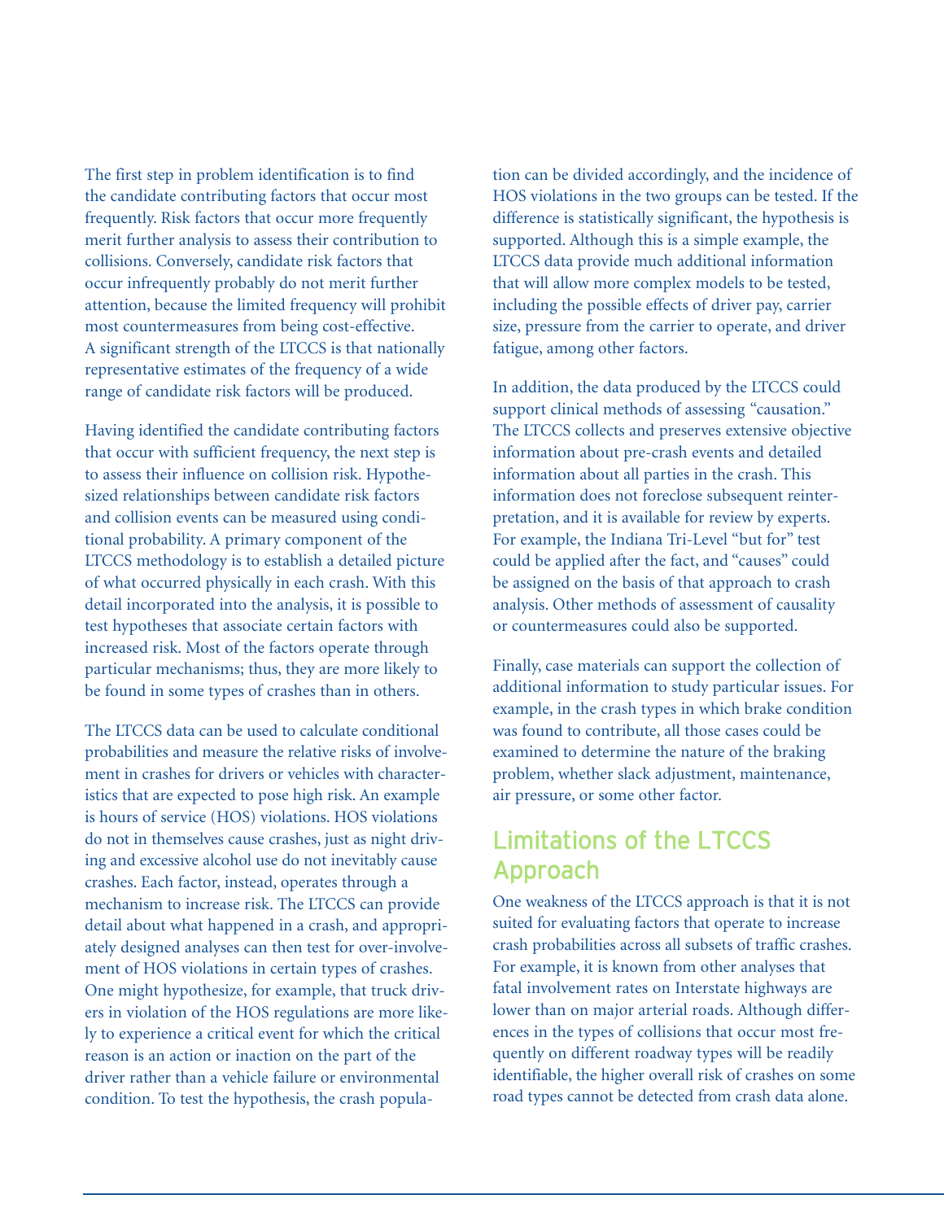The first step in problem identification is to find the candidate contributing factors that occur most frequently. Risk factors that occur more frequently merit further analysis to assess their contribution to collisions. Conversely, candidate risk factors that occur infrequently probably do not merit further attention, because the limited frequency will prohibit most countermeasures from being cost-effective. A significant strength of the LTCCS is that nationally representative estimates of the frequency of a wide range of candidate risk factors will be produced.

Having identified the candidate contributing factors that occur with sufficient frequency, the next step is to assess their influence on collision risk. Hypothesized relationships between candidate risk factors and collision events can be measured using conditional probability. A primary component of the LTCCS methodology is to establish a detailed picture of what occurred physically in each crash. With this detail incorporated into the analysis, it is possible to test hypotheses that associate certain factors with increased risk. Most of the factors operate through particular mechanisms; thus, they are more likely to be found in some types of crashes than in others.

The LTCCS data can be used to calculate conditional probabilities and measure the relative risks of involvement in crashes for drivers or vehicles with characteristics that are expected to pose high risk. An example is hours of service (HOS) violations. HOS violations do not in themselves cause crashes, just as night driving and excessive alcohol use do not inevitably cause crashes. Each factor, instead, operates through a mechanism to increase risk. The LTCCS can provide detail about what happened in a crash, and appropriately designed analyses can then test for over-involvement of HOS violations in certain types of crashes. One might hypothesize, for example, that truck drivers in violation of the HOS regulations are more likely to experience a critical event for which the critical reason is an action or inaction on the part of the driver rather than a vehicle failure or environmental condition. To test the hypothesis, the crash population can be divided accordingly, and the incidence of HOS violations in the two groups can be tested. If the difference is statistically significant, the hypothesis is supported. Although this is a simple example, the LTCCS data provide much additional information that will allow more complex models to be tested, including the possible effects of driver pay, carrier size, pressure from the carrier to operate, and driver fatigue, among other factors.

In addition, the data produced by the LTCCS could support clinical methods of assessing "causation." The LTCCS collects and preserves extensive objective information about pre-crash events and detailed information about all parties in the crash. This information does not foreclose subsequent reinterpretation, and it is available for review by experts. For example, the Indiana Tri-Level "but for" test could be applied after the fact, and "causes" could be assigned on the basis of that approach to crash analysis. Other methods of assessment of causality or countermeasures could also be supported.

Finally, case materials can support the collection of additional information to study particular issues. For example, in the crash types in which brake condition was found to contribute, all those cases could be examined to determine the nature of the braking problem, whether slack adjustment, maintenance, air pressure, or some other factor.

## Limitations of the LTCCS Approach

One weakness of the LTCCS approach is that it is not suited for evaluating factors that operate to increase crash probabilities across all subsets of traffic crashes. For example, it is known from other analyses that fatal involvement rates on Interstate highways are lower than on major arterial roads. Although differences in the types of collisions that occur most frequently on different roadway types will be readily identifiable, the higher overall risk of crashes on some road types cannot be detected from crash data alone.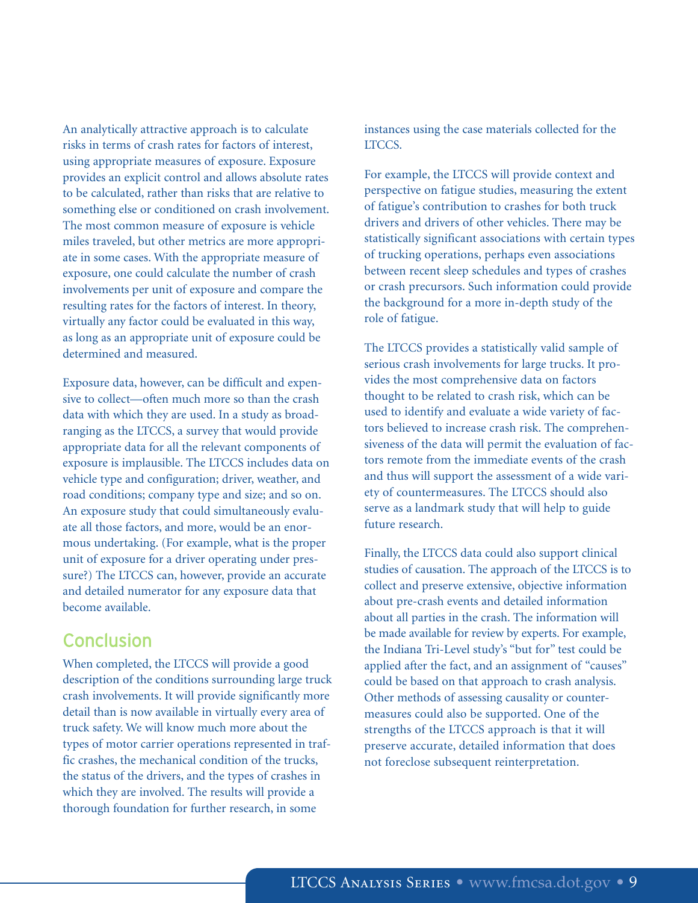An analytically attractive approach is to calculate risks in terms of crash rates for factors of interest, using appropriate measures of exposure. Exposure provides an explicit control and allows absolute rates to be calculated, rather than risks that are relative to something else or conditioned on crash involvement. The most common measure of exposure is vehicle miles traveled, but other metrics are more appropriate in some cases. With the appropriate measure of exposure, one could calculate the number of crash involvements per unit of exposure and compare the resulting rates for the factors of interest. In theory, virtually any factor could be evaluated in this way, as long as an appropriate unit of exposure could be determined and measured.

Exposure data, however, can be difficult and expensive to collect—often much more so than the crash data with which they are used. In a study as broad-ranging as the LTCCS, a survey that would provide appropriate data for all the relevant components of exposure is implausible. The LTCCS includes data on vehicle type and configuration; driver, weather, and road conditions; company type and size; and so on. An exposure study that could simultaneously evaluate all those factors, and more, would be an enormous undertaking. (For example, what is the proper unit of exposure for a driver operating under pressure?) The LTCCS can, however, provide an accurate and detailed numerator for any exposure data that become available.

## Conclusion

When completed, the LTCCS will provide a good description of the conditions surrounding large truck crash involvements. It will provide significantly more detail than is now available in virtually every area of truck safety. We will know much more about the types of motor carrier operations represented in traffic crashes, the mechanical condition of the trucks, the status of the drivers, and the types of crashes in which they are involved. The results will provide a thorough foundation for further research, in some instances using the case materials collected for the LTCCS.

For example, the LTCCS will provide context and perspective on fatigue studies, measuring the extent of fatigue's contribution to crashes for both truck drivers and drivers of other vehicles. There may be statistically significant associations with certain types of trucking operations, perhaps even associations between recent sleep schedules and types of crashes or crash precursors. Such information could provide the background for a more in-depth study of the role of fatigue.

The LTCCS provides a statistically valid sample of serious crash involvements for large trucks. It provides the most comprehensive data on factors thought to be related to crash risk, which can be used to identify and evaluate a wide variety of factors believed to increase crash risk. The comprehensiveness of the data will permit the evaluation of factors remote from the immediate events of the crash and thus will support the assessment of a wide variety of countermeasures. The LTCCS should also serve as a landmark study that will help to guide future research.

Finally, the LTCCS data could also support clinical studies of causation. The approach of the LTCCS is to collect and preserve extensive, objective information about pre-crash events and detailed information about all parties in the crash. The information will be made available for review by experts. For example, the Indiana Tri-Level study's "but for" test could be applied after the fact, and an assignment of "causes" could be based on that approach to crash analysis. Other methods of assessing causality or countermeasures could also be supported. One of the strengths of the LTCCS approach is that it will preserve accurate, detailed information that does not foreclose subsequent reinterpretation.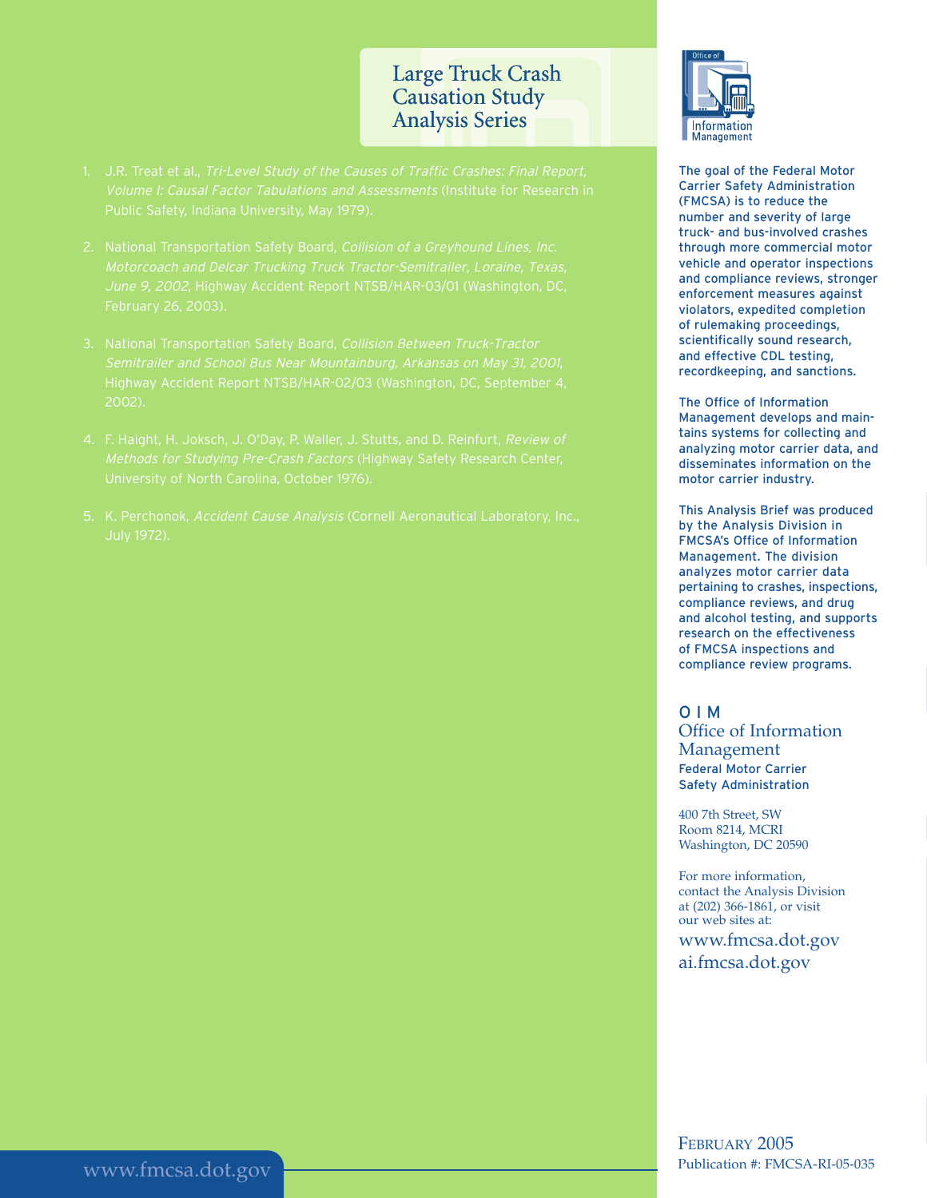# Large Truck Crash Causation Study Analysis Series

1. J.R. Treat et al., *Tri-Level Study of the Causes of Traffic Crashes: Final Report, Volume I: Causal Factor Tabulations and Assessments* (Institute for Research in Public Safety, Indiana University, May 1979).

2. National Transportation Safety Board, *Collision of a Greyhound Lines, Inc. Motorcoach and Delcar Trucking Truck Tractor-Semitrailer, Loraine, Texas, June 9, 2002*, Highway Accident Report NTSB/HAR-03/01 (Washington, DC, February 26, 2003).

3. National Transportation Safety Board, *Collision Between Truck-Tractor Semitrailer and School Bus Near Mountainburg, Arkansas on May 31, 2001*, Highway Accident Report NTSB/HAR-02/03 (Washington, DC, September 4, 2002).

4. F. Haight, H. Joksch, J. O'Day, P. Waller, J. Stutts, and D. Reinfurt, *Review of Methods for Studying Pre-Crash Factors* (Highway Safety Research Center, University of North Carolina, October 1976).

5. K. Perchonok, *Accident Cause Analysis* (Cornell Aeronautical Laboratory, Inc., July 1972).

Office of Information Management

The goal of the Federal Motor Carrier Safety Administration (FMCSA) is to reduce the number and severity of large truck- and bus-involved crashes through more commercial motor vehicle and operator inspections and compliance reviews, stronger enforcement measures against violators, expedited completion of rulemaking proceedings, scientifically sound research, and effective CDL testing, recordkeeping, and sanctions.

The Office of Information Management develops and maintains systems for collecting and analyzing motor carrier data, and disseminates information on the motor carrier industry.

This Analysis Brief was produced by the Analysis Division in FMCSA's Office of Information Management. The division analyzes motor carrier data pertaining to crashes, inspections, compliance reviews, and drug and alcohol testing, and supports research on the effectiveness of FMCSA inspections and compliance review programs.

OIM
Office of Information Management
Federal Motor Carrier Safety Administration

400 7th Street, SW
Room 8214, MCRI
Washington, DC 20590

For more information, contact the Analysis Division at (202) 366-1861, or visit our web sites at:

www.fmcsa.dot.gov
ai.fmcsa.dot.gov

February 2005
Publication #: FMCSA-RI-05-035